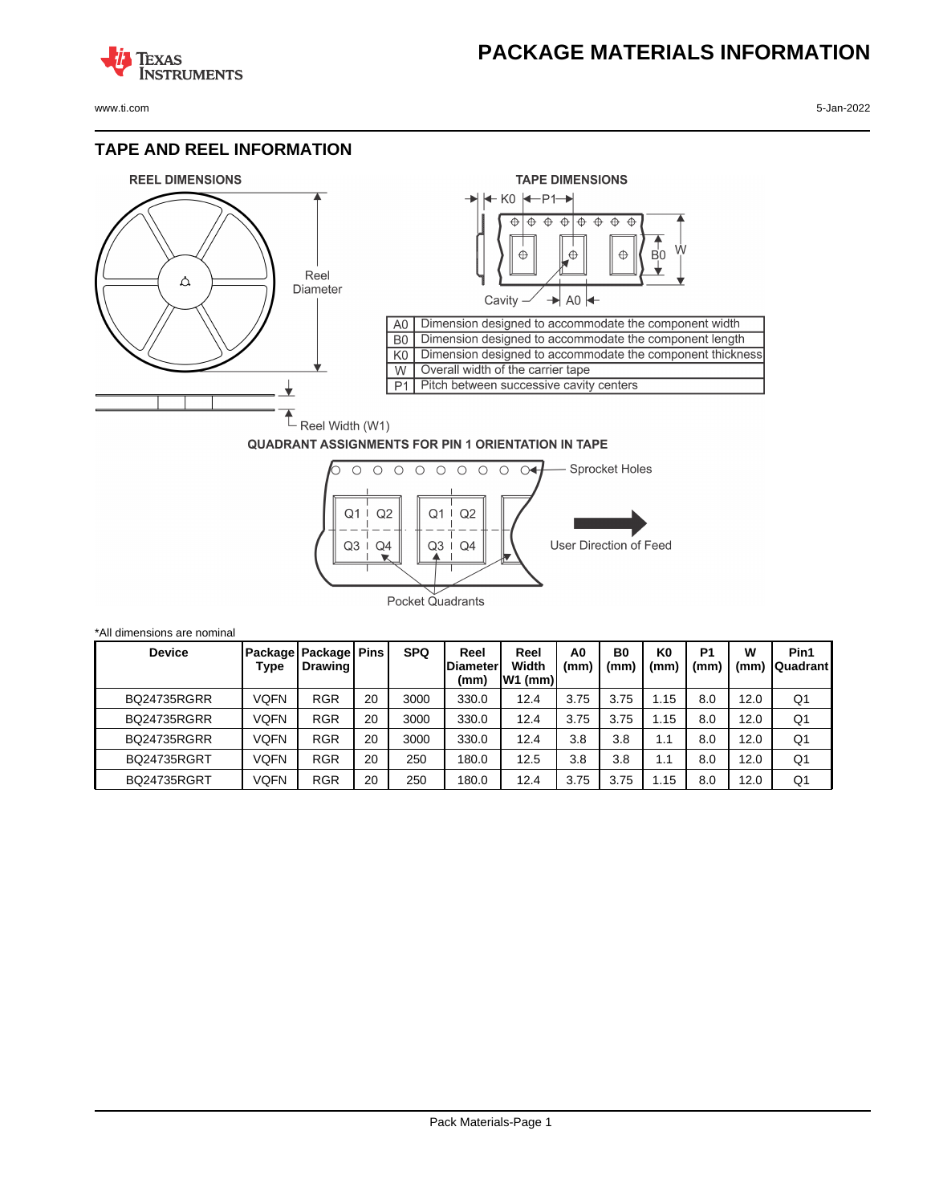# PACKAGE MATERIALS INFORMATION

## TAPE AND REEL INFORMATION

**REEL DIMENSIONS**

Reel Diameter

Reel Width (W1)

**TAPE DIMENSIONS**

| | |
|---|---|
| A0 | Dimension designed to accommodate the component width |
| B0 | Dimension designed to accommodate the component length |
| K0 | Dimension designed to accommodate the component thickness |
| W | Overall width of the carrier tape |
| P1 | Pitch between successive cavity centers |

**QUADRANT ASSIGNMENTS FOR PIN 1 ORIENTATION IN TAPE**

Sprocket Holes

User Direction of Feed

Pocket Quadrants

*All dimensions are nominal

| Device | Package Type | Package Drawing | Pins | SPQ | Reel Diameter (mm) | Reel Width W1 (mm) | A0 (mm) | B0 (mm) | K0 (mm) | P1 (mm) | W (mm) | Pin1 Quadrant |
|---|---|---|---|---|---|---|---|---|---|---|---|---|
| BQ24735RGRR | VQFN | RGR | 20 | 3000 | 330.0 | 12.4 | 3.75 | 3.75 | 1.15 | 8.0 | 12.0 | Q1 |
| BQ24735RGRR | VQFN | RGR | 20 | 3000 | 330.0 | 12.4 | 3.75 | 3.75 | 1.15 | 8.0 | 12.0 | Q1 |
| BQ24735RGRR | VQFN | RGR | 20 | 3000 | 330.0 | 12.4 | 3.8 | 3.8 | 1.1 | 8.0 | 12.0 | Q1 |
| BQ24735RGRT | VQFN | RGR | 20 | 250 | 180.0 | 12.5 | 3.8 | 3.8 | 1.1 | 8.0 | 12.0 | Q1 |
| BQ24735RGRT | VQFN | RGR | 20 | 250 | 180.0 | 12.4 | 3.75 | 3.75 | 1.15 | 8.0 | 12.0 | Q1 |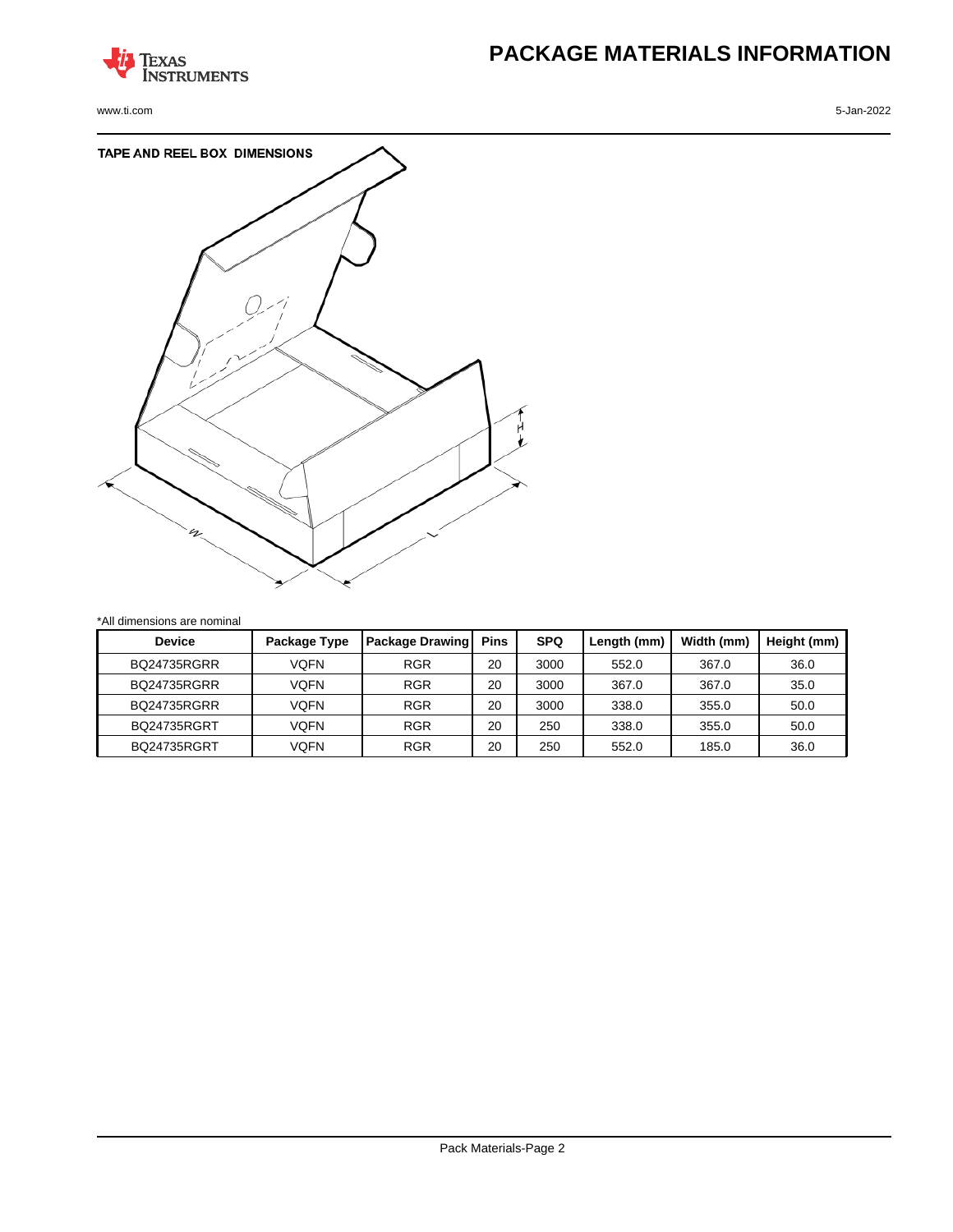# PACKAGE MATERIALS INFORMATION

## TAPE AND REEL BOX DIMENSIONS

*All dimensions are nominal

| Device | Package Type | Package Drawing | Pins | SPQ | Length (mm) | Width (mm) | Height (mm) |
|---|---|---|---|---|---|---|---|
| BQ24735RGRR | VQFN | RGR | 20 | 3000 | 552.0 | 367.0 | 36.0 |
| BQ24735RGRR | VQFN | RGR | 20 | 3000 | 367.0 | 367.0 | 35.0 |
| BQ24735RGRR | VQFN | RGR | 20 | 3000 | 338.0 | 355.0 | 50.0 |
| BQ24735RGRT | VQFN | RGR | 20 | 250 | 338.0 | 355.0 | 50.0 |
| BQ24735RGRT | VQFN | RGR | 20 | 250 | 552.0 | 185.0 | 36.0 |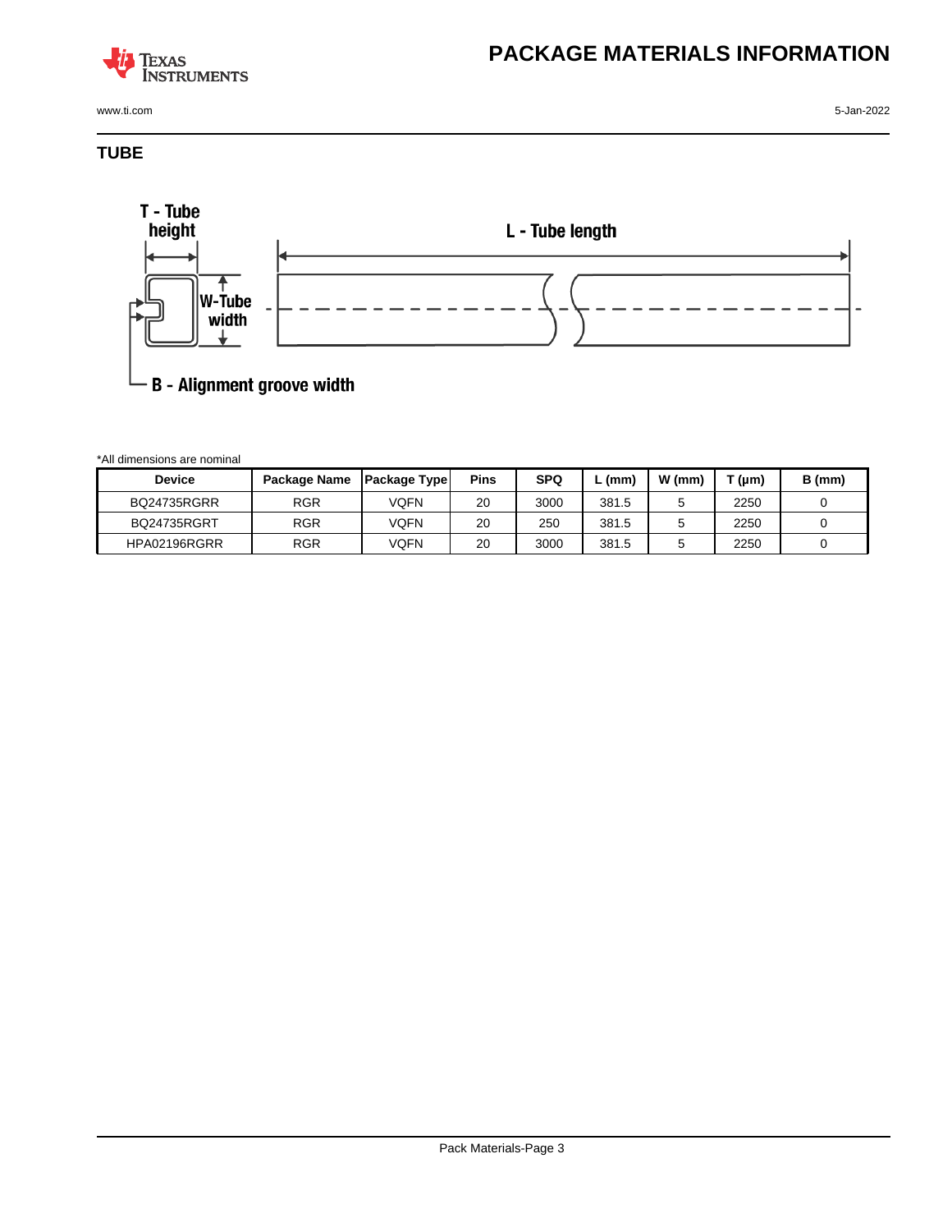## TUBE

T - Tube height

L - Tube length

W-Tube width

B - Alignment groove width

*All dimensions are nominal

| Device | Package Name | Package Type | Pins | SPQ | L (mm) | W (mm) | T (µm) | B (mm) |
|---|---|---|---|---|---|---|---|---|
| BQ24735RGRR | RGR | VQFN | 20 | 3000 | 381.5 | 5 | 2250 | 0 |
| BQ24735RGRT | RGR | VQFN | 20 | 250 | 381.5 | 5 | 2250 | 0 |
| HPA02196RGRR | RGR | VQFN | 20 | 3000 | 381.5 | 5 | 2250 | 0 |